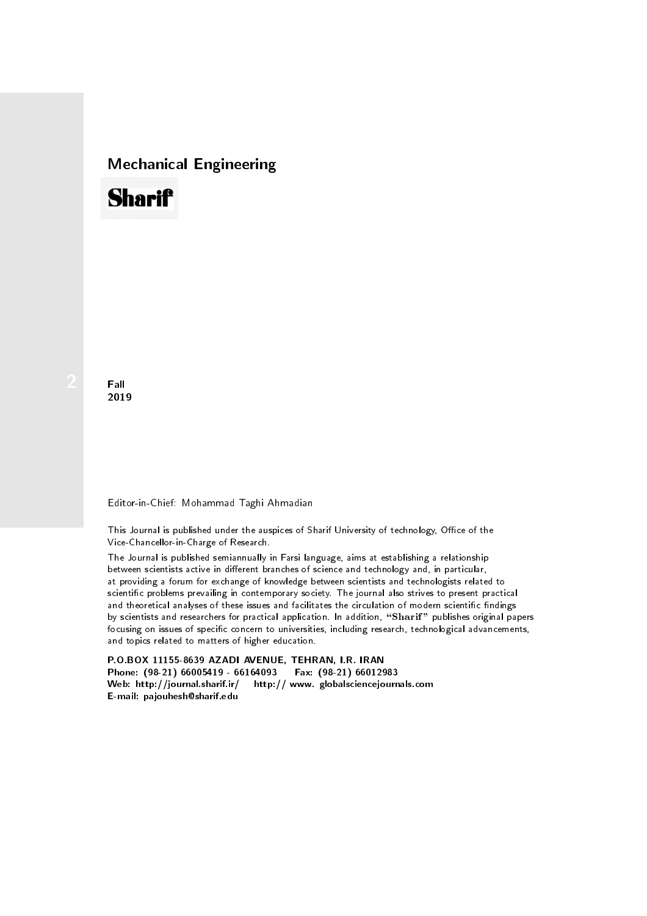# Mechanical Engineering

**Sharif**

2

**Fall**
**2019**

Editor-in-Chief: Mohammad Taghi Ahmadian

This Journal is published under the auspices of Sharif University of technology, Office of the Vice-Chancellor-in-Charge of Research.

The Journal is published semiannually in Farsi language, aims at establishing a relationship between scientists active in different branches of science and technology and, in particular, at providing a forum for exchange of knowledge between scientists and technologists related to scientific problems prevailing in contemporary society. The journal also strives to present practical and theoretical analyses of these issues and facilitates the circulation of modern scientific findings by scientists and researchers for practical application. In addition, "**Sharif**" publishes original papers focusing on issues of specific concern to universities, including research, technological advancements, and topics related to matters of higher education.

**P.O.BOX 11155-8639 AZADI AVENUE, TEHRAN, I.R. IRAN**
**Phone: (98-21) 66005419 - 66164093 Fax: (98-21) 66012983**
**Web: http://journal.sharif.ir/ http:// www. globalsciencejournals.com**
**E-mail: pajouhesh@sharif.edu**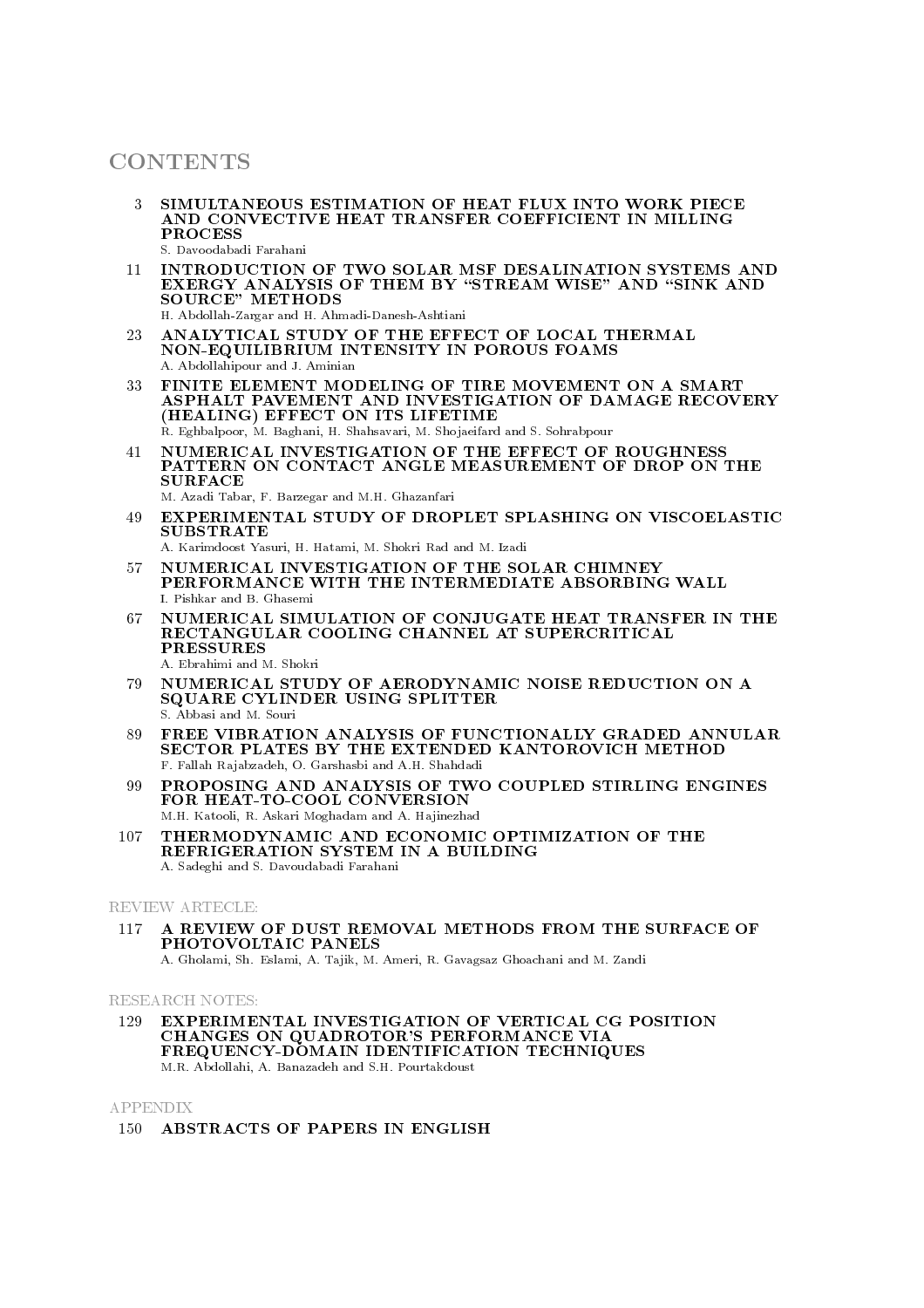# CONTENTS

3 **SIMULTANEOUS ESTIMATION OF HEAT FLUX INTO WORK PIECE AND CONVECTIVE HEAT TRANSFER COEFFICIENT IN MILLING PROCESS**
S. Davoodabadi Farahani

11 **INTRODUCTION OF TWO SOLAR MSF DESALINATION SYSTEMS AND EXERGY ANALYSIS OF THEM BY "STREAM WISE" AND "SINK AND SOURCE" METHODS**
H. Abdollah-Zargar and H. Ahmadi-Danesh-Ashtiani

23 **ANALYTICAL STUDY OF THE EFFECT OF LOCAL THERMAL NON-EQUILIBRIUM INTENSITY IN POROUS FOAMS**
A. Abdollahipour and J. Aminian

33 **FINITE ELEMENT MODELING OF TIRE MOVEMENT ON A SMART ASPHALT PAVEMENT AND INVESTIGATION OF DAMAGE RECOVERY (HEALING) EFFECT ON ITS LIFETIME**
R. Eghbalpoor, M. Baghani, H. Shahsavari, M. Shojaeifard and S. Sohrabpour

41 **NUMERICAL INVESTIGATION OF THE EFFECT OF ROUGHNESS PATTERN ON CONTACT ANGLE MEASUREMENT OF DROP ON THE SURFACE**
M. Azadi Tabar, F. Barzegar and M.H. Ghazanfari

49 **EXPERIMENTAL STUDY OF DROPLET SPLASHING ON VISCOELASTIC SUBSTRATE**
A. Karimdoost Yasuri, H. Hatami, M. Shokri Rad and M. Izadi

57 **NUMERICAL INVESTIGATION OF THE SOLAR CHIMNEY PERFORMANCE WITH THE INTERMEDIATE ABSORBING WALL**
I. Pishkar and B. Ghasemi

67 **NUMERICAL SIMULATION OF CONJUGATE HEAT TRANSFER IN THE RECTANGULAR COOLING CHANNEL AT SUPERCRITICAL PRESSURES**
A. Ebrahimi and M. Shokri

79 **NUMERICAL STUDY OF AERODYNAMIC NOISE REDUCTION ON A SQUARE CYLINDER USING SPLITTER**
S. Abbasi and M. Souri

89 **FREE VIBRATION ANALYSIS OF FUNCTIONALLY GRADED ANNULAR SECTOR PLATES BY THE EXTENDED KANTOROVICH METHOD**
F. Fallah Rajabzadeh, O. Garshasbi and A.H. Shahdadi

99 **PROPOSING AND ANALYSIS OF TWO COUPLED STIRLING ENGINES FOR HEAT-TO-COOL CONVERSION**
M.H. Katooli, R. Askari Moghadam and A. Hajinezhad

107 **THERMODYNAMIC AND ECONOMIC OPTIMIZATION OF THE REFRIGERATION SYSTEM IN A BUILDING**
A. Sadeghi and S. Davoudabadi Farahani

## REVIEW ARTECLE:

117 **A REVIEW OF DUST REMOVAL METHODS FROM THE SURFACE OF PHOTOVOLTAIC PANELS**
A. Gholami, Sh. Eslami, A. Tajik, M. Ameri, R. Gavagsaz Ghoachani and M. Zandi

## RESEARCH NOTES:

129 **EXPERIMENTAL INVESTIGATION OF VERTICAL CG POSITION CHANGES ON QUADROTOR'S PERFORMANCE VIA FREQUENCY-DOMAIN IDENTIFICATION TECHNIQUES**
M.R. Abdollahi, A. Banazadeh and S.H. Pourtakdoust

## APPENDIX

150 **ABSTRACTS OF PAPERS IN ENGLISH**